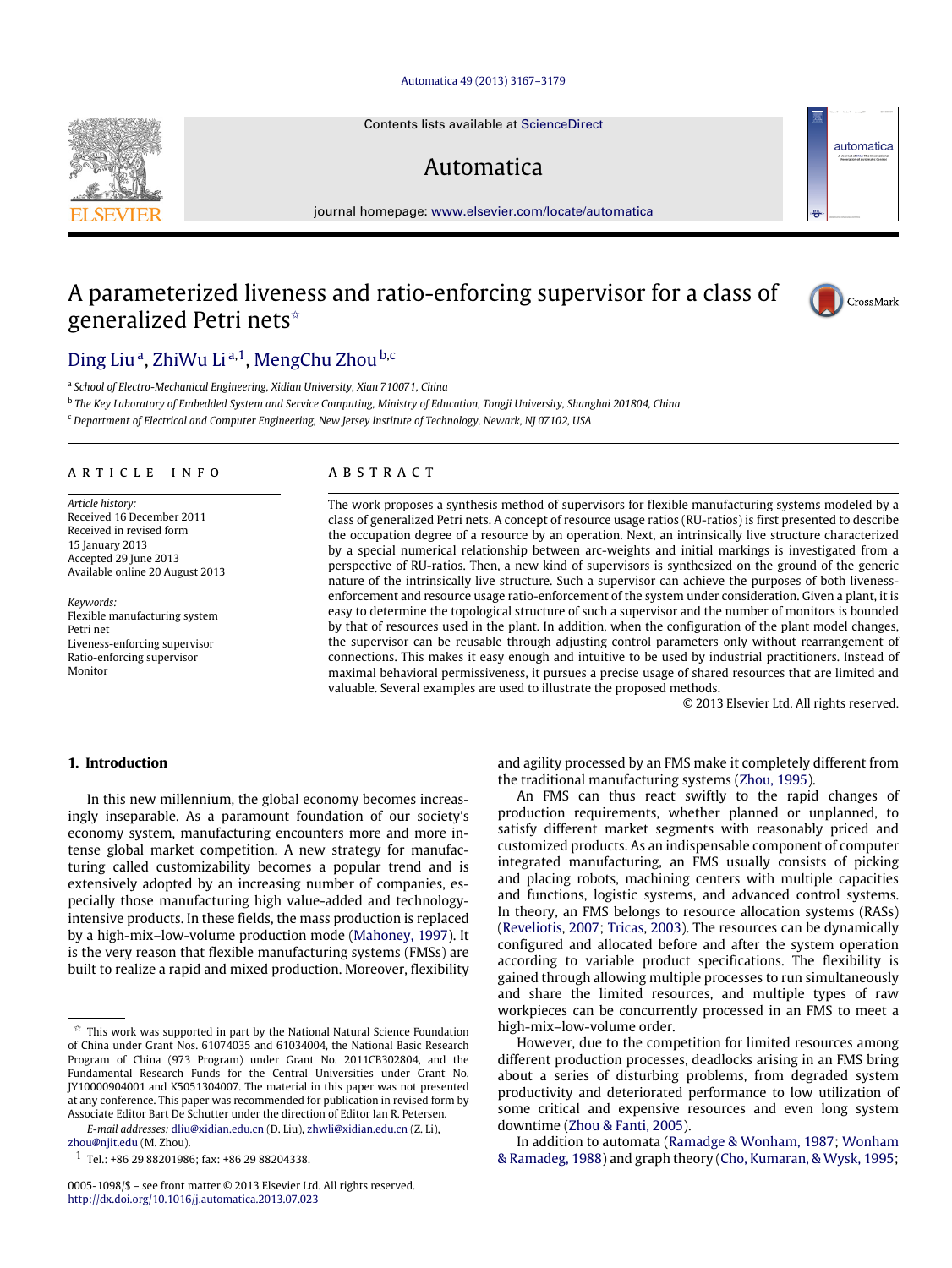# A parameterized liveness and ratio-enforcing supervisor for a class of generalized Petri nets[☆]

Ding Liu[a], ZhiWu Li[a,1], MengChu Zhou[b,c]

[a] *School of Electro-Mechanical Engineering, Xidian University, Xian 710071, China*

[b] *The Key Laboratory of Embedded System and Service Computing, Ministry of Education, Tongji University, Shanghai 201804, China*

[c] *Department of Electrical and Computer Engineering, New Jersey Institute of Technology, Newark, NJ 07102, USA*

## ARTICLE INFO

*Article history:*
Received 16 December 2011
Received in revised form
15 January 2013
Accepted 29 June 2013
Available online 20 August 2013

*Keywords:*
Flexible manufacturing system
Petri net
Liveness-enforcing supervisor
Ratio-enforcing supervisor
Monitor

## ABSTRACT

The work proposes a synthesis method of supervisors for flexible manufacturing systems modeled by a class of generalized Petri nets. A concept of resource usage ratios (RU-ratios) is first presented to describe the occupation degree of a resource by an operation. Next, an intrinsically live structure characterized by a special numerical relationship between arc-weights and initial markings is investigated from a perspective of RU-ratios. Then, a new kind of supervisors is synthesized on the ground of the generic nature of the intrinsically live structure. Such a supervisor can achieve the purposes of both liveness-enforcement and resource usage ratio-enforcement of the system under consideration. Given a plant, it is easy to determine the topological structure of such a supervisor and the number of monitors is bounded by that of resources used in the plant. In addition, when the configuration of the plant model changes, the supervisor can be reusable through adjusting control parameters only without rearrangement of connections. This makes it easy enough and intuitive to be used by industrial practitioners. Instead of maximal behavioral permissiveness, it pursues a precise usage of shared resources that are limited and valuable. Several examples are used to illustrate the proposed methods.

© 2013 Elsevier Ltd. All rights reserved.

## 1. Introduction

In this new millennium, the global economy becomes increasingly inseparable. As a paramount foundation of our society's economy system, manufacturing encounters more and more intense global market competition. A new strategy for manufacturing called customizability becomes a popular trend and is extensively adopted by an increasing number of companies, especially those manufacturing high value-added and technology-intensive products. In these fields, the mass production is replaced by a high-mix–low-volume production mode (Mahoney, 1997). It is the very reason that flexible manufacturing systems (FMSs) are built to realize a rapid and mixed production. Moreover, flexibility and agility processed by an FMS make it completely different from the traditional manufacturing systems (Zhou, 1995).

An FMS can thus react swiftly to the rapid changes of production requirements, whether planned or unplanned, to satisfy different market segments with reasonably priced and customized products. As an indispensable component of computer integrated manufacturing, an FMS usually consists of picking and placing robots, machining centers with multiple capacities and functions, logistic systems, and advanced control systems. In theory, an FMS belongs to resource allocation systems (RASs) (Reveliotis, 2007; Tricas, 2003). The resources can be dynamically configured and allocated before and after the system operation according to variable product specifications. The flexibility is gained through allowing multiple processes to run simultaneously and share the limited resources, and multiple types of raw workpieces can be concurrently processed in an FMS to meet a high-mix–low-volume order.

However, due to the competition for limited resources among different production processes, deadlocks arising in an FMS bring about a series of disturbing problems, from degraded system productivity and deteriorated performance to low utilization of some critical and expensive resources and even long system downtime (Zhou & Fanti, 2005).

In addition to automata (Ramadge & Wonham, 1987; Wonham & Ramadeg, 1988) and graph theory (Cho, Kumaran, & Wysk, 1995;

---

[☆] This work was supported in part by the National Natural Science Foundation of China under Grant Nos. 61074035 and 61034004, the National Basic Research Program of China (973 Program) under Grant No. 2011CB302804, and the Fundamental Research Funds for the Central Universities under Grant No. JY10000904001 and K5051304007. The material in this paper was not presented at any conference. This paper was recommended for publication in revised form by Associate Editor Bart De Schutter under the direction of Editor Ian R. Petersen.

*E-mail addresses:* dliu@xidian.edu.cn (D. Liu), zhwli@xidian.edu.cn (Z. Li), zhou@njit.edu (M. Zhou).

[1] Tel.: +86 29 88201986; fax: +86 29 88204338.

0005-1098/$ – see front matter © 2013 Elsevier Ltd. All rights reserved.
http://dx.doi.org/10.1016/j.automatica.2013.07.023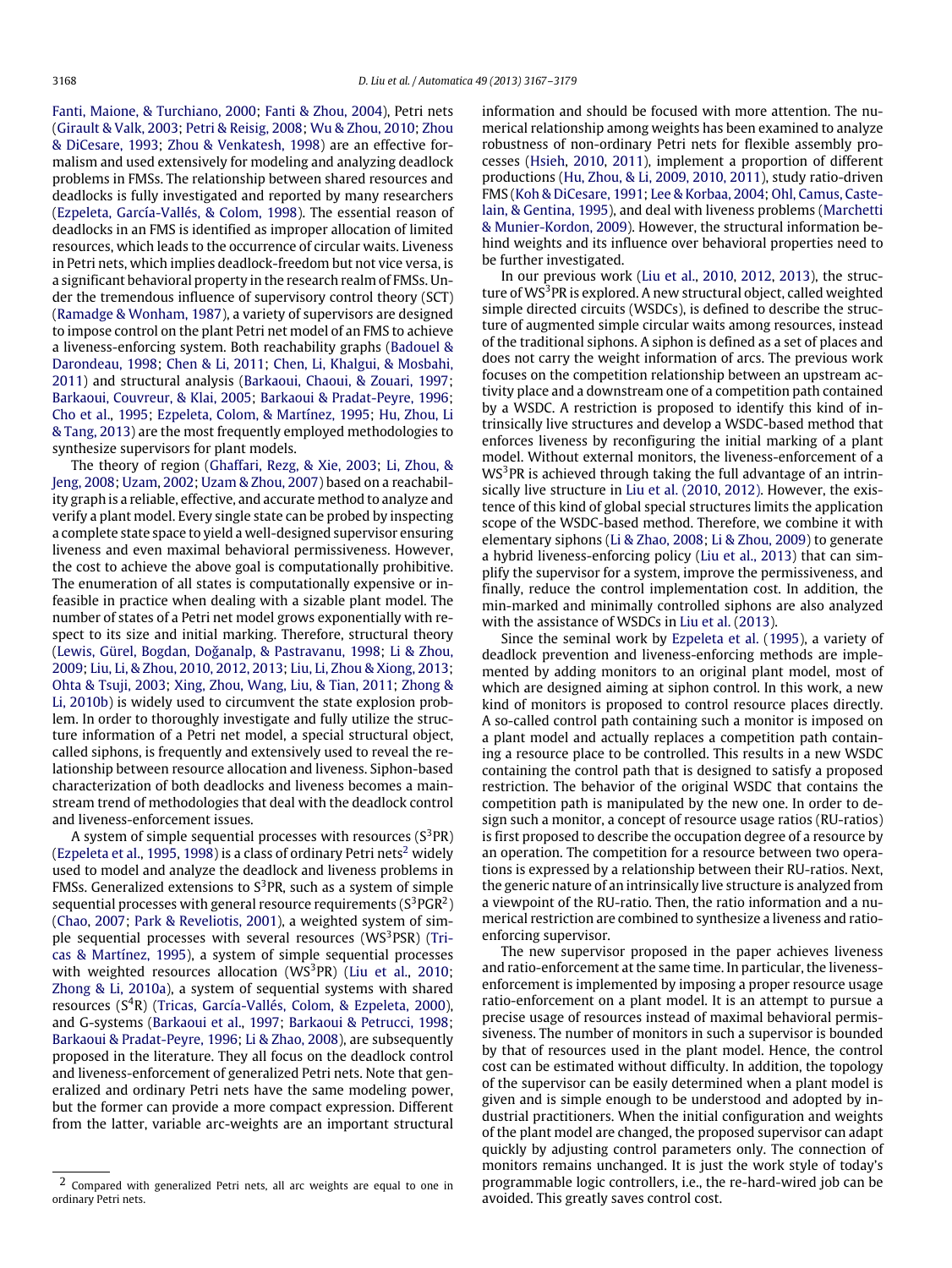Fanti, Maione, & Turchiano, 2000; Fanti & Zhou, 2004), Petri nets (Girault & Valk, 2003; Petri & Reisig, 2008; Wu & Zhou, 2010; Zhou & DiCesare, 1993; Zhou & Venkatesh, 1998) are an effective formalism and used extensively for modeling and analyzing deadlock problems in FMSs. The relationship between shared resources and deadlocks is fully investigated and reported by many researchers (Ezpeleta, García-Vallés, & Colom, 1998). The essential reason of deadlocks in an FMS is identified as improper allocation of limited resources, which leads to the occurrence of circular waits. Liveness in Petri nets, which implies deadlock-freedom but not vice versa, is a significant behavioral property in the research realm of FMSs. Under the tremendous influence of supervisory control theory (SCT) (Ramadge & Wonham, 1987), a variety of supervisors are designed to impose control on the plant Petri net model of an FMS to achieve a liveness-enforcing system. Both reachability graphs (Badouel & Darondeau, 1998; Chen & Li, 2011; Chen, Li, Khalgui, & Mosbahi, 2011) and structural analysis (Barkaoui, Chaoui, & Zouari, 1997; Barkaoui, Couvreur, & Klai, 2005; Barkaoui & Pradat-Peyre, 1996; Cho et al., 1995; Ezpeleta, Colom, & Martínez, 1995; Hu, Zhou, Li & Tang, 2013) are the most frequently employed methodologies to synthesize supervisors for plant models.

The theory of region (Ghaffari, Rezg, & Xie, 2003; Li, Zhou, & Jeng, 2008; Uzam, 2002; Uzam & Zhou, 2007) based on a reachability graph is a reliable, effective, and accurate method to analyze and verify a plant model. Every single state can be probed by inspecting a complete state space to yield a well-designed supervisor ensuring liveness and even maximal behavioral permissiveness. However, the cost to achieve the above goal is computationally prohibitive. The enumeration of all states is computationally expensive or infeasible in practice when dealing with a sizable plant model. The number of states of a Petri net model grows exponentially with respect to its size and initial marking. Therefore, structural theory (Lewis, Gürel, Bogdan, Doğanalp, & Pastravanu, 1998; Li & Zhou, 2009; Liu, Li, & Zhou, 2010, 2012, 2013; Liu, Li, Zhou & Xiong, 2013; Ohta & Tsuji, 2003; Xing, Zhou, Wang, Liu, & Tian, 2011; Zhong & Li, 2010b) is widely used to circumvent the state explosion problem. In order to thoroughly investigate and fully utilize the structure information of a Petri net model, a special structural object, called siphons, is frequently and extensively used to reveal the relationship between resource allocation and liveness. Siphon-based characterization of both deadlocks and liveness becomes a mainstream trend of methodologies that deal with the deadlock control and liveness-enforcement issues.

A system of simple sequential processes with resources ($S^3PR$) (Ezpeleta et al., 1995, 1998) is a class of ordinary Petri nets[2] widely used to model and analyze the deadlock and liveness problems in FMSs. Generalized extensions to $S^3PR$, such as a system of simple sequential processes with general resource requirements ($S^3PGR^2$) (Chao, 2007; Park & Reveliotis, 2001), a weighted system of simple sequential processes with several resources ($WS^3PSR$) (Tricas & Martínez, 1995), a system of simple sequential processes with weighted resources allocation ($WS^3PR$) (Liu et al., 2010; Zhong & Li, 2010a), a system of sequential systems with shared resources ($S^4R$) (Tricas, García-Vallés, Colom, & Ezpeleta, 2000), and G-systems (Barkaoui et al., 1997; Barkaoui & Petrucci, 1998; Barkaoui & Pradat-Peyre, 1996; Li & Zhao, 2008), are subsequently proposed in the literature. They all focus on the deadlock control and liveness-enforcement of generalized Petri nets. Note that generalized and ordinary Petri nets have the same modeling power, but the former can provide a more compact expression. Different from the latter, variable arc-weights are an important structural information and should be focused with more attention. The numerical relationship among weights has been examined to analyze robustness of non-ordinary Petri nets for flexible assembly processes (Hsieh, 2010, 2011), implement a proportion of different productions (Hu, Zhou, & Li, 2009, 2010, 2011), study ratio-driven FMS (Koh & DiCesare, 1991; Lee & Korbaa, 2004; Ohl, Camus, Castelain, & Gentina, 1995), and deal with liveness problems (Marchetti & Munier-Kordon, 2009). However, the structural information behind weights and its influence over behavioral properties need to be further investigated.

In our previous work (Liu et al., 2010, 2012, 2013), the structure of $WS^3PR$ is explored. A new structural object, called weighted simple directed circuits (WSDCs), is defined to describe the structure of augmented simple circular waits among resources, instead of the traditional siphons. A siphon is defined as a set of places and does not carry the weight information of arcs. The previous work focuses on the competition relationship between an upstream activity place and a downstream one of a competition path contained by a WSDC. A restriction is proposed to identify this kind of intrinsically live structures and develop a WSDC-based method that enforces liveness by reconfiguring the initial marking of a plant model. Without external monitors, the liveness-enforcement of a $WS^3PR$ is achieved through taking the full advantage of an intrinsically live structure in Liu et al. (2010, 2012). However, the existence of this kind of global special structures limits the application scope of the WSDC-based method. Therefore, we combine it with elementary siphons (Li & Zhao, 2008; Li & Zhou, 2009) to generate a hybrid liveness-enforcing policy (Liu et al., 2013) that can simplify the supervisor for a system, improve the permissiveness, and finally, reduce the control implementation cost. In addition, the min-marked and minimally controlled siphons are also analyzed with the assistance of WSDCs in Liu et al. (2013).

Since the seminal work by Ezpeleta et al. (1995), a variety of deadlock prevention and liveness-enforcing methods are implemented by adding monitors to an original plant model, most of which are designed aiming at siphon control. In this work, a new kind of monitors is proposed to control resource places directly. A so-called control path containing such a monitor is imposed on a plant model and actually replaces a competition path containing a resource place to be controlled. This results in a new WSDC containing the control path that is designed to satisfy a proposed restriction. The behavior of the original WSDC that contains the competition path is manipulated by the new one. In order to design such a monitor, a concept of resource usage ratios (RU-ratios) is first proposed to describe the occupation degree of a resource by an operation. The competition for a resource between two operations is expressed by a relationship between their RU-ratios. Next, the generic nature of an intrinsically live structure is analyzed from a viewpoint of the RU-ratio. Then, the ratio information and a numerical restriction are combined to synthesize a liveness and ratio-enforcing supervisor.

The new supervisor proposed in the paper achieves liveness and ratio-enforcement at the same time. In particular, the liveness-enforcement is implemented by imposing a proper resource usage ratio-enforcement on a plant model. It is an attempt to pursue a precise usage of resources instead of maximal behavioral permissiveness. The number of monitors in such a supervisor is bounded by that of resources used in the plant model. Hence, the control cost can be estimated without difficulty. In addition, the topology of the supervisor can be easily determined when a plant model is given and is simple enough to be understood and adopted by industrial practitioners. When the initial configuration and weights of the plant model are changed, the proposed supervisor can adapt quickly by adjusting control parameters only. The connection of monitors remains unchanged. It is just the work style of today's programmable logic controllers, i.e., the re-hard-wired job can be avoided. This greatly saves control cost.

[2] Compared with generalized Petri nets, all arc weights are equal to one in ordinary Petri nets.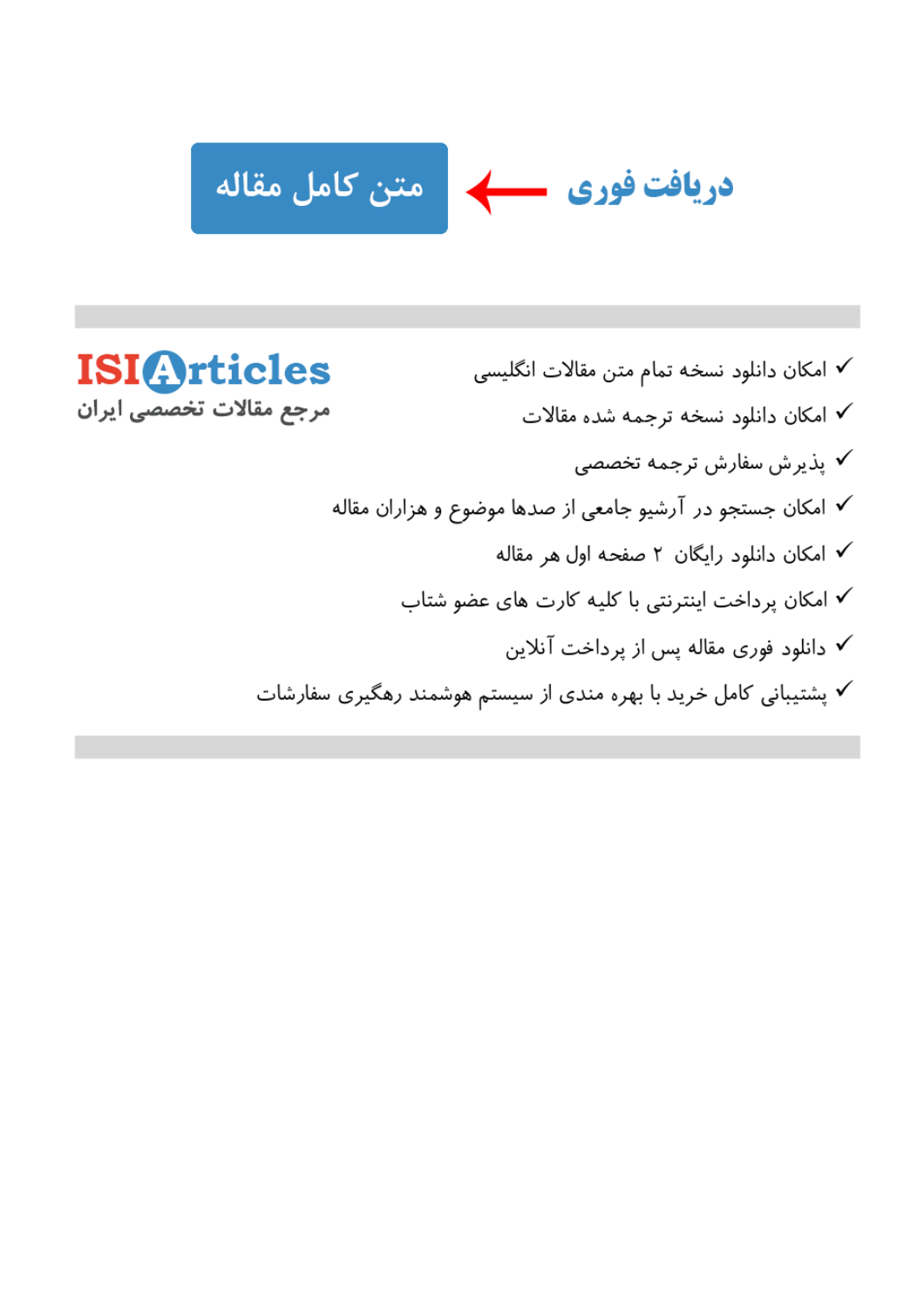دریافت فوری ← **متن کامل مقاله**

**ISIArticles**
مرجع مقالات تخصصی ایران

- ✓ امکان دانلود نسخه تمام متن مقالات انگلیسی
- ✓ امکان دانلود نسخه ترجمه شده مقالات
- ✓ پذیرش سفارش ترجمه تخصصی
- ✓ امکان جستجو در آرشیو جامعی از صدها موضوع و هزاران مقاله
- ✓ امکان دانلود رایگان ۲ صفحه اول هر مقاله
- ✓ امکان پرداخت اینترنتی با کلیه کارت های عضو شتاب
- ✓ دانلود فوری مقاله پس از پرداخت آنلاین
- ✓ پشتیبانی کامل خرید با بهره مندی از سیستم هوشمند رهگیری سفارشات